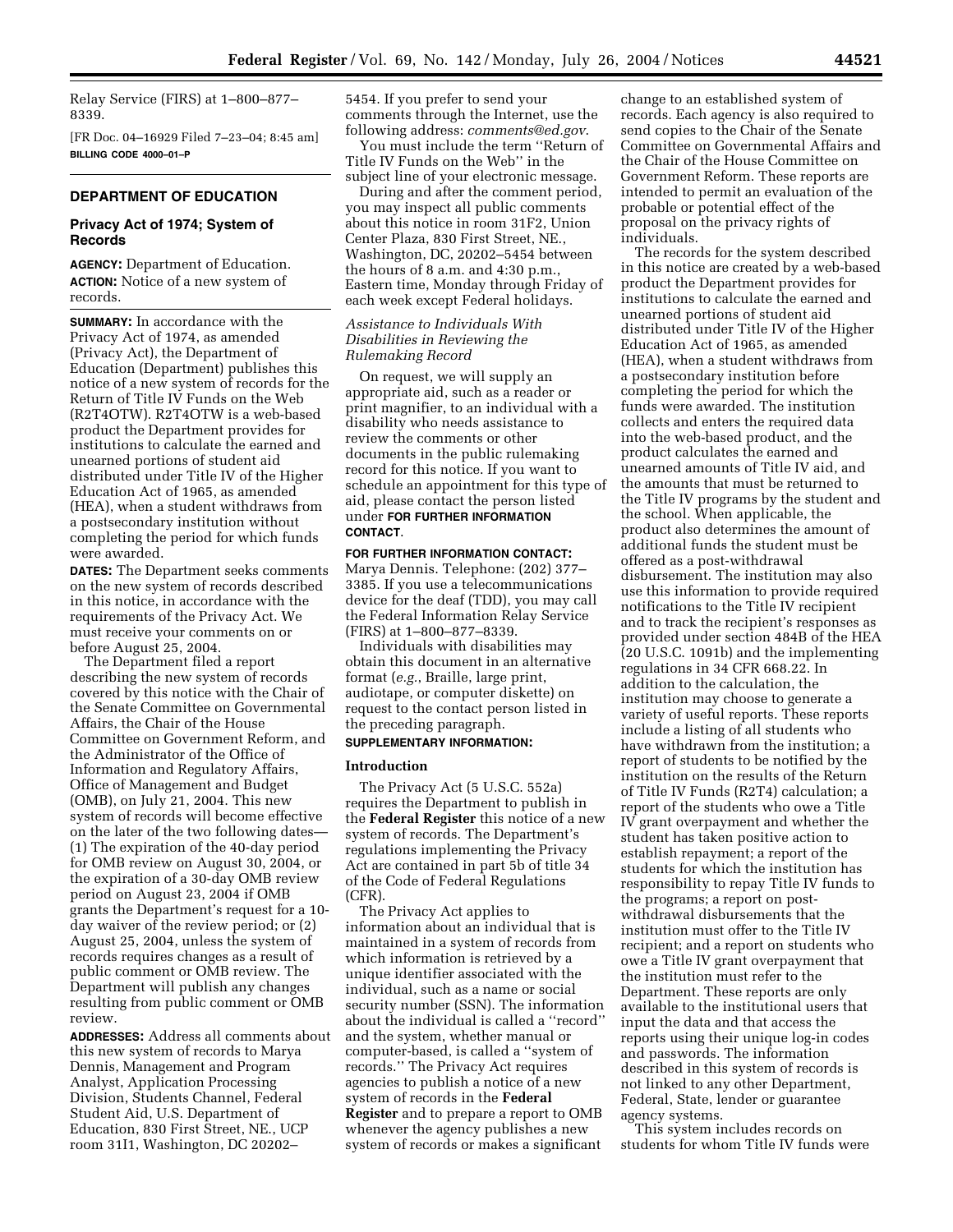Relay Service (FIRS) at 1–800–877–8339.

[FR Doc. 04–16929 Filed 7–23–04; 8:45 am]

**BILLING CODE 4000–01–P**

## DEPARTMENT OF EDUCATION

### Privacy Act of 1974; System of Records

**AGENCY:** Department of Education.

**ACTION:** Notice of a new system of records.

**SUMMARY:** In accordance with the Privacy Act of 1974, as amended (Privacy Act), the Department of Education (Department) publishes this notice of a new system of records for the Return of Title IV Funds on the Web (R2T4OTW). R2T4OTW is a web-based product the Department provides for institutions to calculate the earned and unearned portions of student aid distributed under Title IV of the Higher Education Act of 1965, as amended (HEA), when a student withdraws from a postsecondary institution without completing the period for which funds were awarded.

**DATES:** The Department seeks comments on the new system of records described in this notice, in accordance with the requirements of the Privacy Act. We must receive your comments on or before August 25, 2004.

The Department filed a report describing the new system of records covered by this notice with the Chair of the Senate Committee on Governmental Affairs, the Chair of the House Committee on Government Reform, and the Administrator of the Office of Information and Regulatory Affairs, Office of Management and Budget (OMB), on July 21, 2004. This new system of records will become effective on the later of the two following dates—(1) The expiration of the 40-day period for OMB review on August 30, 2004, or the expiration of a 30-day OMB review period on August 23, 2004 if OMB grants the Department's request for a 10-day waiver of the review period; or (2) August 25, 2004, unless the system of records requires changes as a result of public comment or OMB review. The Department will publish any changes resulting from public comment or OMB review.

**ADDRESSES:** Address all comments about this new system of records to Marya Dennis, Management and Program Analyst, Application Processing Division, Students Channel, Federal Student Aid, U.S. Department of Education, 830 First Street, NE., UCP room 31I1, Washington, DC 20202–5454. If you prefer to send your comments through the Internet, use the following address: *comments@ed.gov*.

You must include the term ''Return of Title IV Funds on the Web'' in the subject line of your electronic message.

During and after the comment period, you may inspect all public comments about this notice in room 31F2, Union Center Plaza, 830 First Street, NE., Washington, DC, 20202–5454 between the hours of 8 a.m. and 4:30 p.m., Eastern time, Monday through Friday of each week except Federal holidays.

*Assistance to Individuals With Disabilities in Reviewing the Rulemaking Record*

On request, we will supply an appropriate aid, such as a reader or print magnifier, to an individual with a disability who needs assistance to review the comments or other documents in the public rulemaking record for this notice. If you want to schedule an appointment for this type of aid, please contact the person listed under **FOR FURTHER INFORMATION CONTACT**.

**FOR FURTHER INFORMATION CONTACT:** Marya Dennis. Telephone: (202) 377–3385. If you use a telecommunications device for the deaf (TDD), you may call the Federal Information Relay Service (FIRS) at 1–800–877–8339.

Individuals with disabilities may obtain this document in an alternative format (*e.g.*, Braille, large print, audiotape, or computer diskette) on request to the contact person listed in the preceding paragraph.

**SUPPLEMENTARY INFORMATION:**

#### Introduction

The Privacy Act (5 U.S.C. 552a) requires the Department to publish in the **Federal Register** this notice of a new system of records. The Department's regulations implementing the Privacy Act are contained in part 5b of title 34 of the Code of Federal Regulations (CFR).

The Privacy Act applies to information about an individual that is maintained in a system of records from which information is retrieved by a unique identifier associated with the individual, such as a name or social security number (SSN). The information about the individual is called a ''record'' and the system, whether manual or computer-based, is called a ''system of records.'' The Privacy Act requires agencies to publish a notice of a new system of records in the **Federal Register** and to prepare a report to OMB whenever the agency publishes a new system of records or makes a significant change to an established system of records. Each agency is also required to send copies to the Chair of the Senate Committee on Governmental Affairs and the Chair of the House Committee on Government Reform. These reports are intended to permit an evaluation of the probable or potential effect of the proposal on the privacy rights of individuals.

The records for the system described in this notice are created by a web-based product the Department provides for institutions to calculate the earned and unearned portions of student aid distributed under Title IV of the Higher Education Act of 1965, as amended (HEA), when a student withdraws from a postsecondary institution before completing the period for which the funds were awarded. The institution collects and enters the required data into the web-based product, and the product calculates the earned and unearned amounts of Title IV aid, and the amounts that must be returned to the Title IV programs by the student and the school. When applicable, the product also determines the amount of additional funds the student must be offered as a post-withdrawal disbursement. The institution may also use this information to provide required notifications to the Title IV recipient and to track the recipient's responses as provided under section 484B of the HEA (20 U.S.C. 1091b) and the implementing regulations in 34 CFR 668.22. In addition to the calculation, the institution may choose to generate a variety of useful reports. These reports include a listing of all students who have withdrawn from the institution; a report of students to be notified by the institution on the results of the Return of Title IV Funds (R2T4) calculation; a report of the students who owe a Title IV grant overpayment and whether the student has taken positive action to establish repayment; a report of the students for which the institution has responsibility to repay Title IV funds to the programs; a report on post-withdrawal disbursements that the institution must offer to the Title IV recipient; and a report on students who owe a Title IV grant overpayment that the institution must refer to the Department. These reports are only available to the institutional users that input the data and that access the reports using their unique log-in codes and passwords. The information described in this system of records is not linked to any other Department, Federal, State, lender or guarantee agency systems.

This system includes records on students for whom Title IV funds were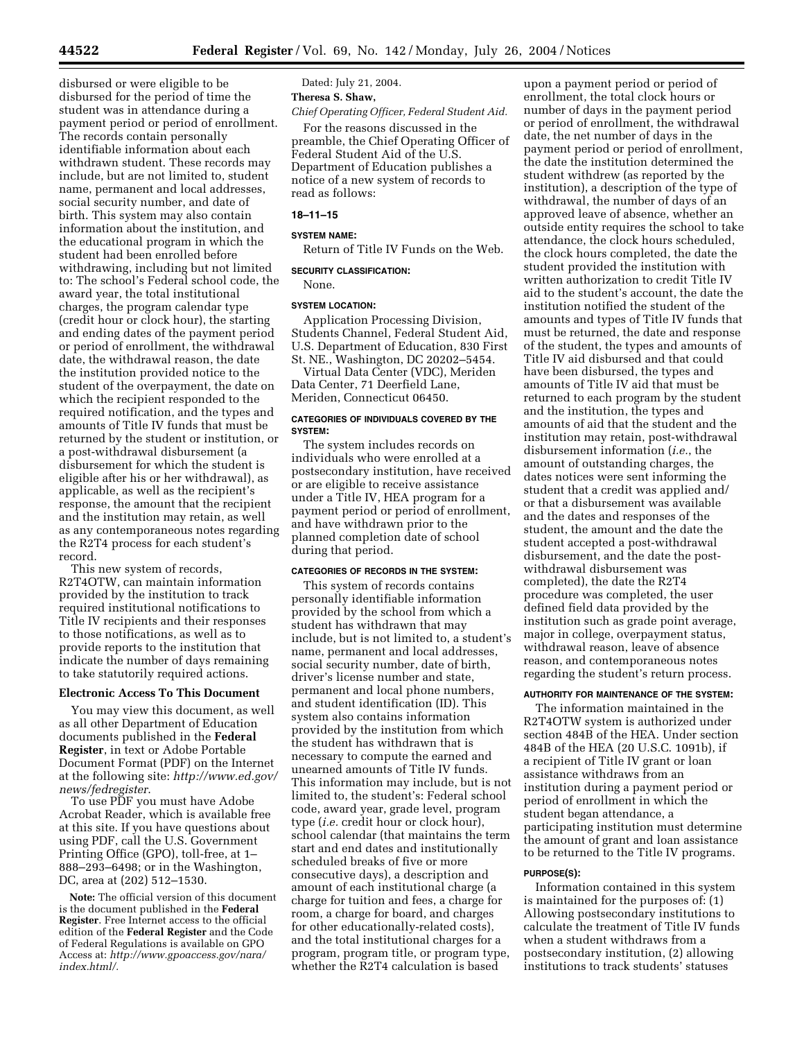disbursed or were eligible to be disbursed for the period of time the student was in attendance during a payment period or period of enrollment. The records contain personally identifiable information about each withdrawn student. These records may include, but are not limited to, student name, permanent and local addresses, social security number, and date of birth. This system may also contain information about the institution, and the educational program in which the student had been enrolled before withdrawing, including but not limited to: The school's Federal school code, the award year, the total institutional charges, the program calendar type (credit hour or clock hour), the starting and ending dates of the payment period or period of enrollment, the withdrawal date, the withdrawal reason, the date the institution provided notice to the student of the overpayment, the date on which the recipient responded to the required notification, and the types and amounts of Title IV funds that must be returned by the student or institution, or a post-withdrawal disbursement (a disbursement for which the student is eligible after his or her withdrawal), as applicable, as well as the recipient's response, the amount that the recipient and the institution may retain, as well as any contemporaneous notes regarding the R2T4 process for each student's record.

This new system of records, R2T4OTW, can maintain information provided by the institution to track required institutional notifications to Title IV recipients and their responses to those notifications, as well as to provide reports to the institution that indicate the number of days remaining to take statutorily required actions.

**Electronic Access To This Document**

You may view this document, as well as all other Department of Education documents published in the **Federal Register**, in text or Adobe Portable Document Format (PDF) on the Internet at the following site: *http://www.ed.gov/news/fedregister*.

To use PDF you must have Adobe Acrobat Reader, which is available free at this site. If you have questions about using PDF, call the U.S. Government Printing Office (GPO), toll-free, at 1–888–293–6498; or in the Washington, DC, area at (202) 512–1530.

**Note:** The official version of this document is the document published in the **Federal Register**. Free Internet access to the official edition of the **Federal Register** and the Code of Federal Regulations is available on GPO Access at: *http://www.gpoaccess.gov/nara/index.html/*.

Dated: July 21, 2004.

**Theresa S. Shaw,**

*Chief Operating Officer, Federal Student Aid.*

For the reasons discussed in the preamble, the Chief Operating Officer of Federal Student Aid of the U.S. Department of Education publishes a notice of a new system of records to read as follows:

**18–11–15**

**SYSTEM NAME:**

Return of Title IV Funds on the Web.

**SECURITY CLASSIFICATION:**

None.

**SYSTEM LOCATION:**

Application Processing Division, Students Channel, Federal Student Aid, U.S. Department of Education, 830 First St. NE., Washington, DC 20202–5454.

Virtual Data Center (VDC), Meriden Data Center, 71 Deerfield Lane, Meriden, Connecticut 06450.

**CATEGORIES OF INDIVIDUALS COVERED BY THE SYSTEM:**

The system includes records on individuals who were enrolled at a postsecondary institution, have received or are eligible to receive assistance under a Title IV, HEA program for a payment period or period of enrollment, and have withdrawn prior to the planned completion date of school during that period.

**CATEGORIES OF RECORDS IN THE SYSTEM:**

This system of records contains personally identifiable information provided by the school from which a student has withdrawn that may include, but is not limited to, a student's name, permanent and local addresses, social security number, date of birth, driver's license number and state, permanent and local phone numbers, and student identification (ID). This system also contains information provided by the institution from which the student has withdrawn that is necessary to compute the earned and unearned amounts of Title IV funds. This information may include, but is not limited to, the student's: Federal school code, award year, grade level, program type (*i.e.* credit hour or clock hour), school calendar (that maintains the term start and end dates and institutionally scheduled breaks of five or more consecutive days), a description and amount of each institutional charge (a charge for tuition and fees, a charge for room, a charge for board, and charges for other educationally-related costs), and the total institutional charges for a program, program title, or program type, whether the R2T4 calculation is based upon a payment period or period of enrollment, the total clock hours or number of days in the payment period or period of enrollment, the withdrawal date, the net number of days in the payment period or period of enrollment, the date the institution determined the student withdrew (as reported by the institution), a description of the type of withdrawal, the number of days of an approved leave of absence, whether an outside entity requires the school to take attendance, the clock hours scheduled, the clock hours completed, the date the student provided the institution with written authorization to credit Title IV aid to the student's account, the date the institution notified the student of the amounts and types of Title IV funds that must be returned, the date and response of the student, the types and amounts of Title IV aid disbursed and that could have been disbursed, the types and amounts of Title IV aid that must be returned to each program by the student and the institution, the types and amounts of aid that the student and the institution may retain, post-withdrawal disbursement information (*i.e.*, the amount of outstanding charges, the dates notices were sent informing the student that a credit was applied and/or that a disbursement was available and the dates and responses of the student, the amount and the date the student accepted a post-withdrawal disbursement, and the date the post-withdrawal disbursement was completed), the date the R2T4 procedure was completed, the user defined field data provided by the institution such as grade point average, major in college, overpayment status, withdrawal reason, leave of absence reason, and contemporaneous notes regarding the student's return process.

**AUTHORITY FOR MAINTENANCE OF THE SYSTEM:**

The information maintained in the R2T4OTW system is authorized under section 484B of the HEA. Under section 484B of the HEA (20 U.S.C. 1091b), if a recipient of Title IV grant or loan assistance withdraws from an institution during a payment period or period of enrollment in which the student began attendance, a participating institution must determine the amount of grant and loan assistance to be returned to the Title IV programs.

**PURPOSE(S):**

Information contained in this system is maintained for the purposes of: (1) Allowing postsecondary institutions to calculate the treatment of Title IV funds when a student withdraws from a postsecondary institution, (2) allowing institutions to track students' statuses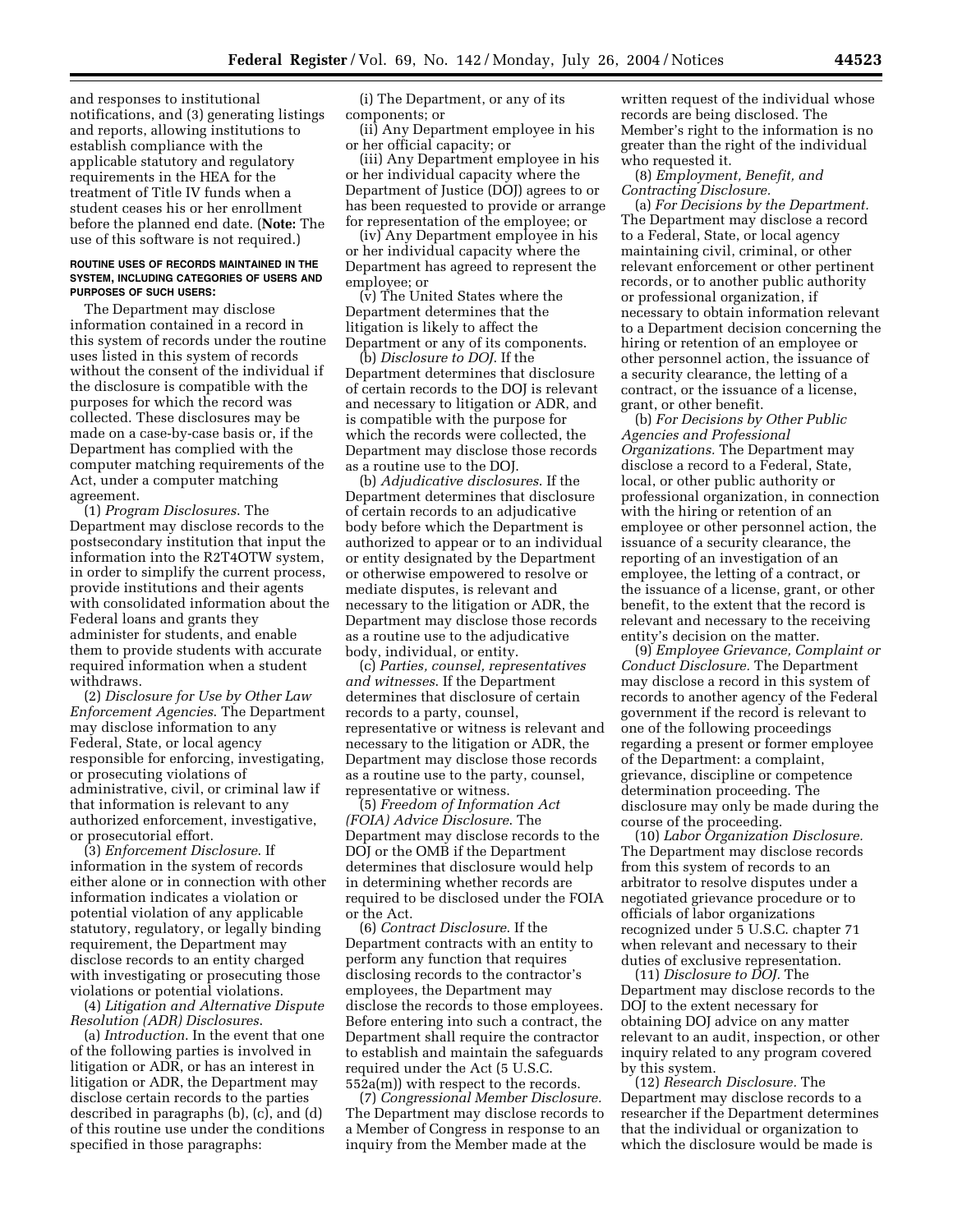and responses to institutional notifications, and (3) generating listings and reports, allowing institutions to establish compliance with the applicable statutory and regulatory requirements in the HEA for the treatment of Title IV funds when a student ceases his or her enrollment before the planned end date. (**Note:** The use of this software is not required.)

**ROUTINE USES OF RECORDS MAINTAINED IN THE SYSTEM, INCLUDING CATEGORIES OF USERS AND PURPOSES OF SUCH USERS:**

The Department may disclose information contained in a record in this system of records under the routine uses listed in this system of records without the consent of the individual if the disclosure is compatible with the purposes for which the record was collected. These disclosures may be made on a case-by-case basis or, if the Department has complied with the computer matching requirements of the Act, under a computer matching agreement.

(1) *Program Disclosures.* The Department may disclose records to the postsecondary institution that input the information into the R2T4OTW system, in order to simplify the current process, provide institutions and their agents with consolidated information about the Federal loans and grants they administer for students, and enable them to provide students with accurate required information when a student withdraws.

(2) *Disclosure for Use by Other Law Enforcement Agencies.* The Department may disclose information to any Federal, State, or local agency responsible for enforcing, investigating, or prosecuting violations of administrative, civil, or criminal law if that information is relevant to any authorized enforcement, investigative, or prosecutorial effort.

(3) *Enforcement Disclosure.* If information in the system of records either alone or in connection with other information indicates a violation or potential violation of any applicable statutory, regulatory, or legally binding requirement, the Department may disclose records to an entity charged with investigating or prosecuting those violations or potential violations.

(4) *Litigation and Alternative Dispute Resolution (ADR) Disclosures.*

(a) *Introduction.* In the event that one of the following parties is involved in litigation or ADR, or has an interest in litigation or ADR, the Department may disclose certain records to the parties described in paragraphs (b), (c), and (d) of this routine use under the conditions specified in those paragraphs:

(i) The Department, or any of its components; or

(ii) Any Department employee in his or her official capacity; or

(iii) Any Department employee in his or her individual capacity where the Department of Justice (DOJ) agrees to or has been requested to provide or arrange for representation of the employee; or

(iv) Any Department employee in his or her individual capacity where the Department has agreed to represent the employee; or

(v) The United States where the Department determines that the litigation is likely to affect the Department or any of its components.

(b) *Disclosure to DOJ.* If the Department determines that disclosure of certain records to the DOJ is relevant and necessary to litigation or ADR, and is compatible with the purpose for which the records were collected, the Department may disclose those records as a routine use to the DOJ.

(b) *Adjudicative disclosures.* If the Department determines that disclosure of certain records to an adjudicative body before which the Department is authorized to appear or to an individual or entity designated by the Department or otherwise empowered to resolve or mediate disputes, is relevant and necessary to the litigation or ADR, the Department may disclose those records as a routine use to the adjudicative body, individual, or entity.

(c) *Parties, counsel, representatives and witnesses.* If the Department determines that disclosure of certain records to a party, counsel, representative or witness is relevant and necessary to the litigation or ADR, the Department may disclose those records as a routine use to the party, counsel, representative or witness.

(5) *Freedom of Information Act (FOIA) Advice Disclosure.* The Department may disclose records to the DOJ or the OMB if the Department determines that disclosure would help in determining whether records are required to be disclosed under the FOIA or the Act.

(6) *Contract Disclosure.* If the Department contracts with an entity to perform any function that requires disclosing records to the contractor's employees, the Department may disclose the records to those employees. Before entering into such a contract, the Department shall require the contractor to establish and maintain the safeguards required under the Act (5 U.S.C. 552a(m)) with respect to the records.

(7) *Congressional Member Disclosure.* The Department may disclose records to a Member of Congress in response to an inquiry from the Member made at the written request of the individual whose records are being disclosed. The Member's right to the information is no greater than the right of the individual who requested it.

(8) *Employment, Benefit, and Contracting Disclosure.*

(a) *For Decisions by the Department.* The Department may disclose a record to a Federal, State, or local agency maintaining civil, criminal, or other relevant enforcement or other pertinent records, or to another public authority or professional organization, if necessary to obtain information relevant to a Department decision concerning the hiring or retention of an employee or other personnel action, the issuance of a security clearance, the letting of a contract, or the issuance of a license, grant, or other benefit.

(b) *For Decisions by Other Public Agencies and Professional Organizations.* The Department may disclose a record to a Federal, State, local, or other public authority or professional organization, in connection with the hiring or retention of an employee or other personnel action, the issuance of a security clearance, the reporting of an investigation of an employee, the letting of a contract, or the issuance of a license, grant, or other benefit, to the extent that the record is relevant and necessary to the receiving entity's decision on the matter.

(9) *Employee Grievance, Complaint or Conduct Disclosure.* The Department may disclose a record in this system of records to another agency of the Federal government if the record is relevant to one of the following proceedings regarding a present or former employee of the Department: a complaint, grievance, discipline or competence determination proceeding. The disclosure may only be made during the course of the proceeding.

(10) *Labor Organization Disclosure.* The Department may disclose records from this system of records to an arbitrator to resolve disputes under a negotiated grievance procedure or to officials of labor organizations recognized under 5 U.S.C. chapter 71 when relevant and necessary to their duties of exclusive representation.

(11) *Disclosure to DOJ.* The Department may disclose records to the DOJ to the extent necessary for obtaining DOJ advice on any matter relevant to an audit, inspection, or other inquiry related to any program covered by this system.

(12) *Research Disclosure.* The Department may disclose records to a researcher if the Department determines that the individual or organization to which the disclosure would be made is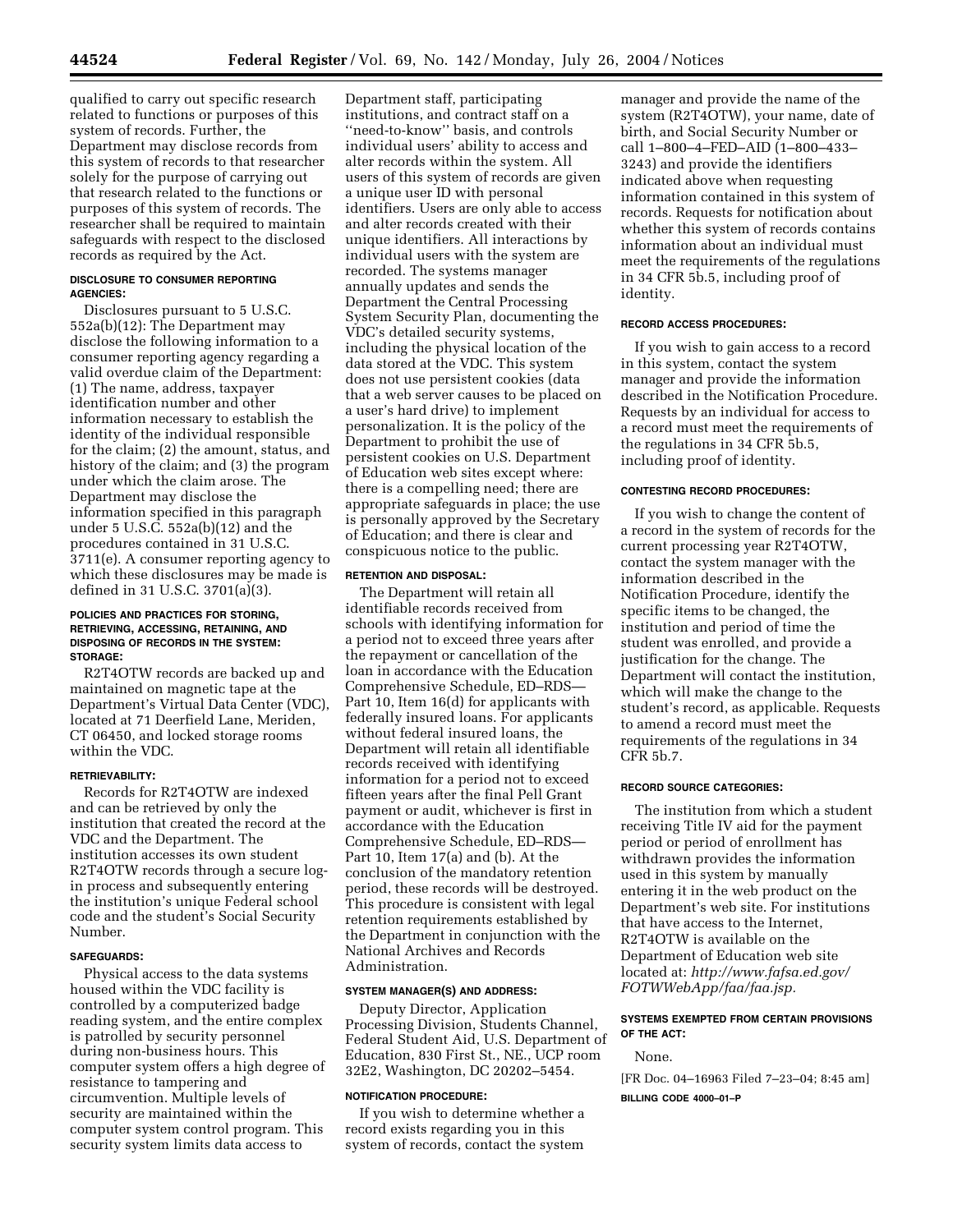qualified to carry out specific research related to functions or purposes of this system of records. Further, the Department may disclose records from this system of records to that researcher solely for the purpose of carrying out that research related to the functions or purposes of this system of records. The researcher shall be required to maintain safeguards with respect to the disclosed records as required by the Act.

#### DISCLOSURE TO CONSUMER REPORTING AGENCIES:

Disclosures pursuant to 5 U.S.C. 552a(b)(12): The Department may disclose the following information to a consumer reporting agency regarding a valid overdue claim of the Department: (1) The name, address, taxpayer identification number and other information necessary to establish the identity of the individual responsible for the claim; (2) the amount, status, and history of the claim; and (3) the program under which the claim arose. The Department may disclose the information specified in this paragraph under 5 U.S.C. 552a(b)(12) and the procedures contained in 31 U.S.C. 3711(e). A consumer reporting agency to which these disclosures may be made is defined in 31 U.S.C. 3701(a)(3).

#### POLICIES AND PRACTICES FOR STORING, RETRIEVING, ACCESSING, RETAINING, AND DISPOSING OF RECORDS IN THE SYSTEM: STORAGE:

R2T4OTW records are backed up and maintained on magnetic tape at the Department's Virtual Data Center (VDC), located at 71 Deerfield Lane, Meriden, CT 06450, and locked storage rooms within the VDC.

#### RETRIEVABILITY:

Records for R2T4OTW are indexed and can be retrieved by only the institution that created the record at the VDC and the Department. The institution accesses its own student R2T4OTW records through a secure log-in process and subsequently entering the institution's unique Federal school code and the student's Social Security Number.

#### SAFEGUARDS:

Physical access to the data systems housed within the VDC facility is controlled by a computerized badge reading system, and the entire complex is patrolled by security personnel during non-business hours. This computer system offers a high degree of resistance to tampering and circumvention. Multiple levels of security are maintained within the computer system control program. This security system limits data access to Department staff, participating institutions, and contract staff on a ''need-to-know'' basis, and controls individual users' ability to access and alter records within the system. All users of this system of records are given a unique user ID with personal identifiers. Users are only able to access and alter records created with their unique identifiers. All interactions by individual users with the system are recorded. The systems manager annually updates and sends the Department the Central Processing System Security Plan, documenting the VDC's detailed security systems, including the physical location of the data stored at the VDC. This system does not use persistent cookies (data that a web server causes to be placed on a user's hard drive) to implement personalization. It is the policy of the Department to prohibit the use of persistent cookies on U.S. Department of Education web sites except where: there is a compelling need; there are appropriate safeguards in place; the use is personally approved by the Secretary of Education; and there is clear and conspicuous notice to the public.

#### RETENTION AND DISPOSAL:

The Department will retain all identifiable records received from schools with identifying information for a period not to exceed three years after the repayment or cancellation of the loan in accordance with the Education Comprehensive Schedule, ED–RDS—Part 10, Item 16(d) for applicants with federally insured loans. For applicants without federal insured loans, the Department will retain all identifiable records received with identifying information for a period not to exceed fifteen years after the final Pell Grant payment or audit, whichever is first in accordance with the Education Comprehensive Schedule, ED–RDS—Part 10, Item 17(a) and (b). At the conclusion of the mandatory retention period, these records will be destroyed. This procedure is consistent with legal retention requirements established by the Department in conjunction with the National Archives and Records Administration.

#### SYSTEM MANAGER(S) AND ADDRESS:

Deputy Director, Application Processing Division, Students Channel, Federal Student Aid, U.S. Department of Education, 830 First St., NE., UCP room 32E2, Washington, DC 20202–5454.

#### NOTIFICATION PROCEDURE:

If you wish to determine whether a record exists regarding you in this system of records, contact the system manager and provide the name of the system (R2T4OTW), your name, date of birth, and Social Security Number or call 1–800–4–FED–AID (1–800–433–3243) and provide the identifiers indicated above when requesting information contained in this system of records. Requests for notification about whether this system of records contains information about an individual must meet the requirements of the regulations in 34 CFR 5b.5, including proof of identity.

#### RECORD ACCESS PROCEDURES:

If you wish to gain access to a record in this system, contact the system manager and provide the information described in the Notification Procedure. Requests by an individual for access to a record must meet the requirements of the regulations in 34 CFR 5b.5, including proof of identity.

#### CONTESTING RECORD PROCEDURES:

If you wish to change the content of a record in the system of records for the current processing year R2T4OTW, contact the system manager with the information described in the Notification Procedure, identify the specific items to be changed, the institution and period of time the student was enrolled, and provide a justification for the change. The Department will contact the institution, which will make the change to the student's record, as applicable. Requests to amend a record must meet the requirements of the regulations in 34 CFR 5b.7.

#### RECORD SOURCE CATEGORIES:

The institution from which a student receiving Title IV aid for the payment period or period of enrollment has withdrawn provides the information used in this system by manually entering it in the web product on the Department's web site. For institutions that have access to the Internet, R2T4OTW is available on the Department of Education web site located at: *http://www.fafsa.ed.gov/FOTWWebApp/faa/faa.jsp.*

#### SYSTEMS EXEMPTED FROM CERTAIN PROVISIONS OF THE ACT:

None.

[FR Doc. 04–16963 Filed 7–23–04; 8:45 am]

**BILLING CODE 4000–01–P**